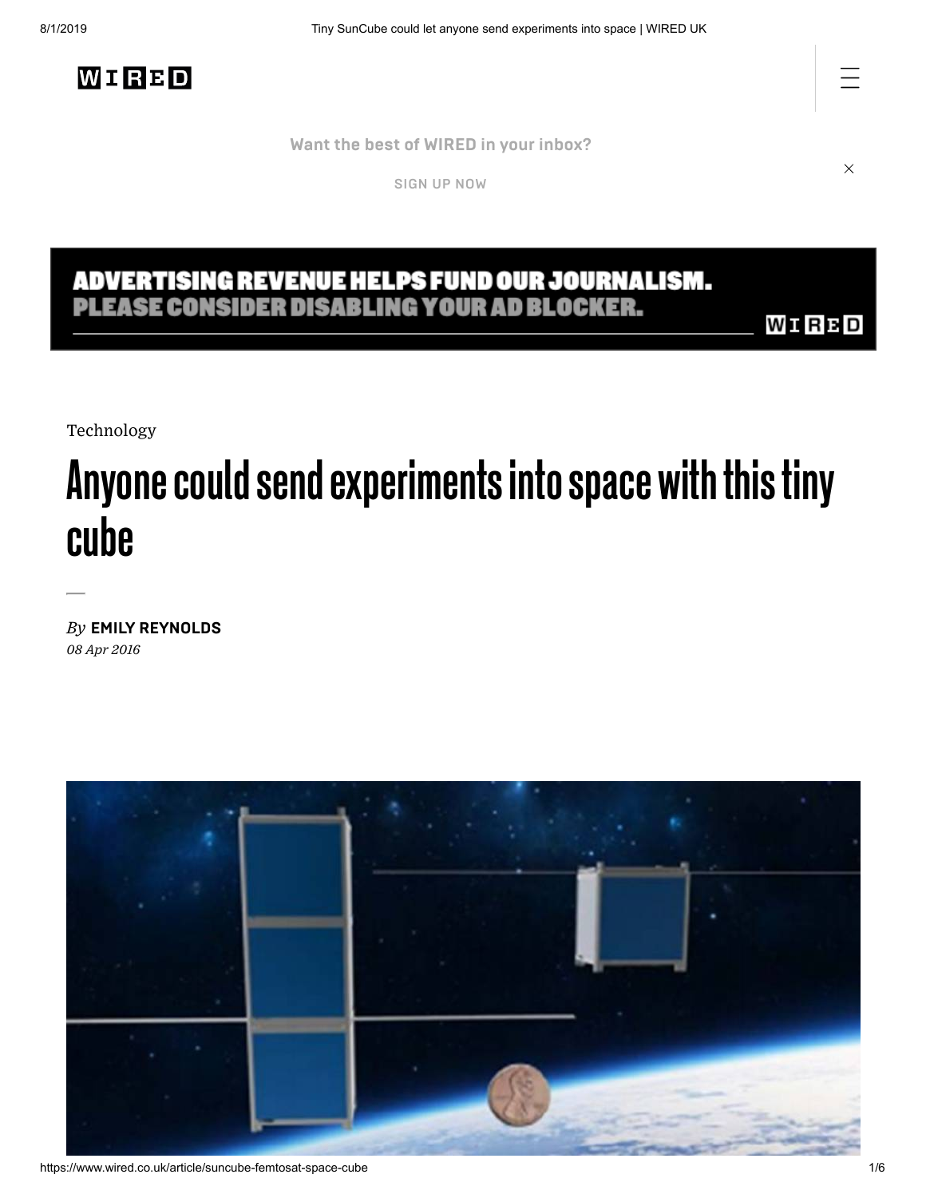Want the best of WIRED in your inbox?

SIGN UP NOW

ADVERTISING REVENUE HELPS FUND OUR JOURNALISM.
PLEASE CONSIDER DISABLING YOUR AD BLOCKER.

Technology

# Anyone could send experiments into space with this tiny cube

*By* **EMILY REYNOLDS**

*08 Apr 2016*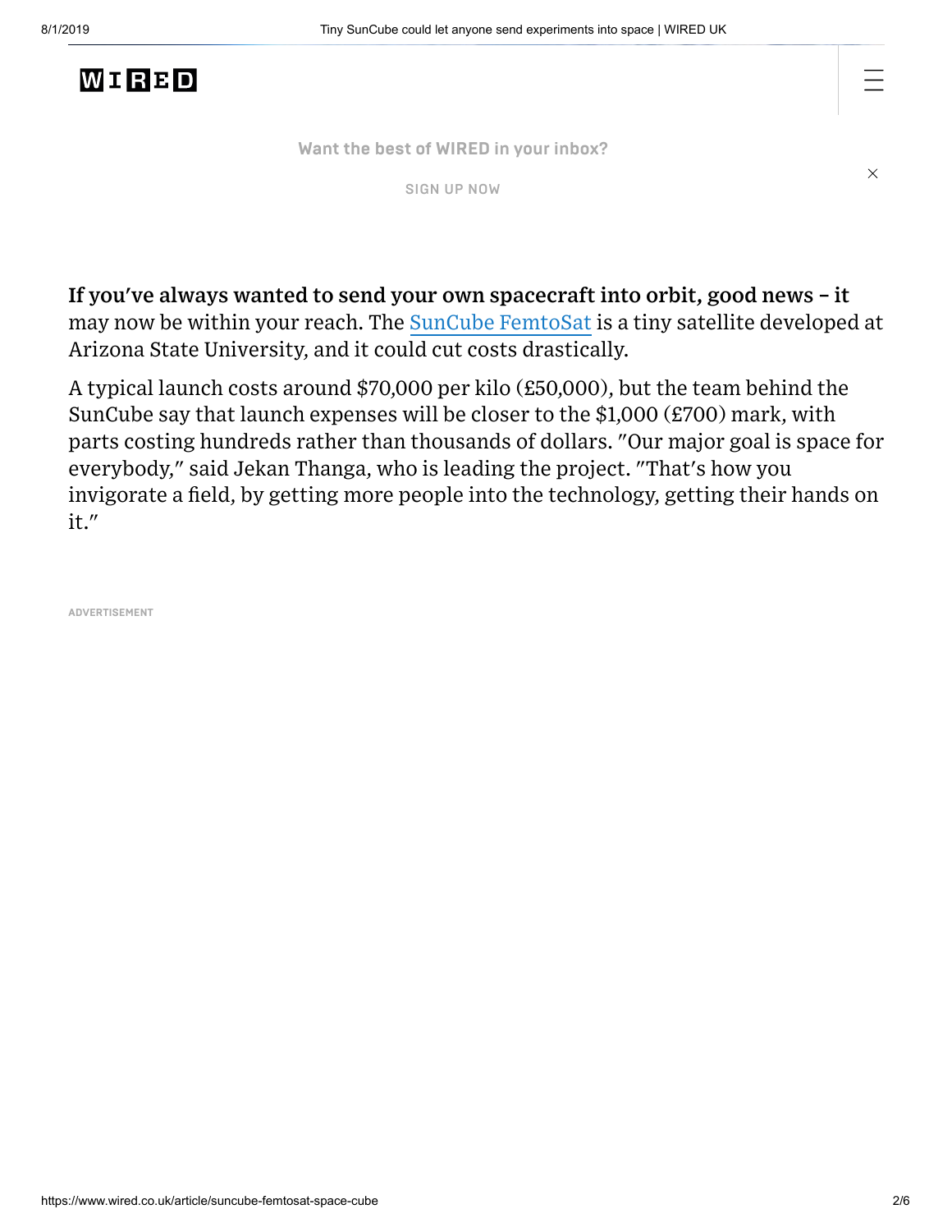**If you've always wanted to send your own spacecraft into orbit, good news – it** may now be within your reach. The SunCube FemtoSat is a tiny satellite developed at Arizona State University, and it could cut costs drastically.

A typical launch costs around $70,000 per kilo (£50,000), but the team behind the SunCube say that launch expenses will be closer to the $1,000 (£700) mark, with parts costing hundreds rather than thousands of dollars. "Our major goal is space for everybody," said Jekan Thanga, who is leading the project. "That's how you invigorate a field, by getting more people into the technology, getting their hands on it."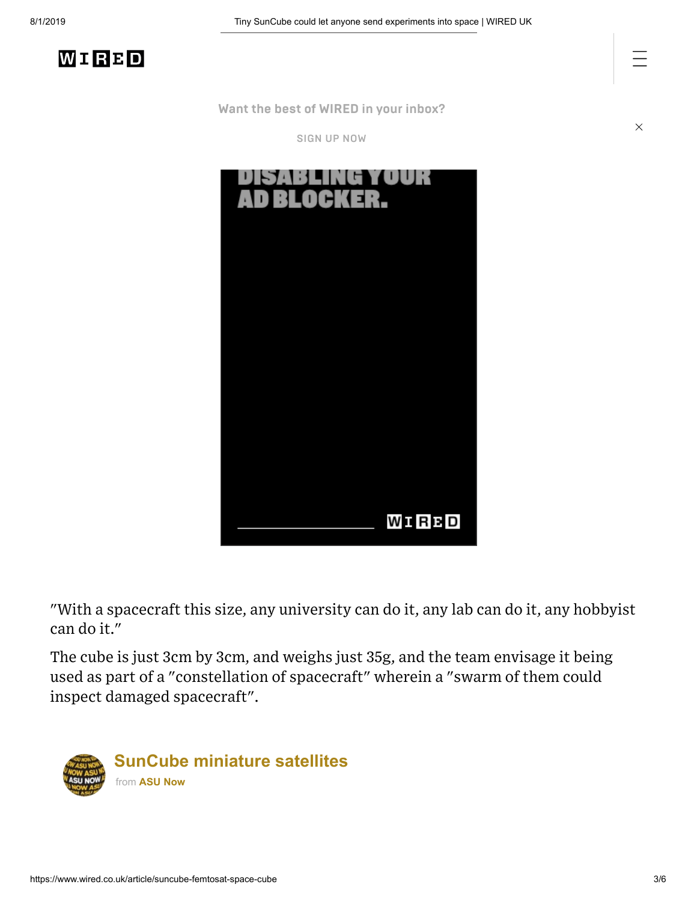"With a spacecraft this size, any university can do it, any lab can do it, any hobbyist can do it."

The cube is just 3cm by 3cm, and weighs just 35g, and the team envisage it being used as part of a "constellation of spacecraft" wherein a "swarm of them could inspect damaged spacecraft".

**SunCube miniature satellites**
from **ASU Now**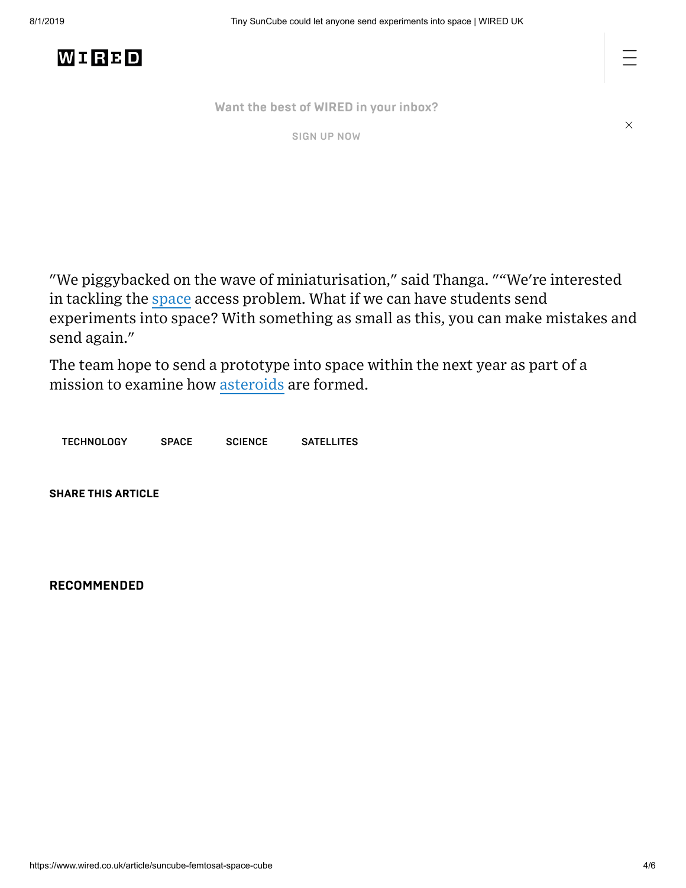"We piggybacked on the wave of miniaturisation," said Thanga. ""We're interested in tackling the space access problem. What if we can have students send experiments into space? With something as small as this, you can make mistakes and send again."

The team hope to send a prototype into space within the next year as part of a mission to examine how asteroids are formed.

TECHNOLOGY SPACE SCIENCE SATELLITES

**SHARE THIS ARTICLE**

**RECOMMENDED**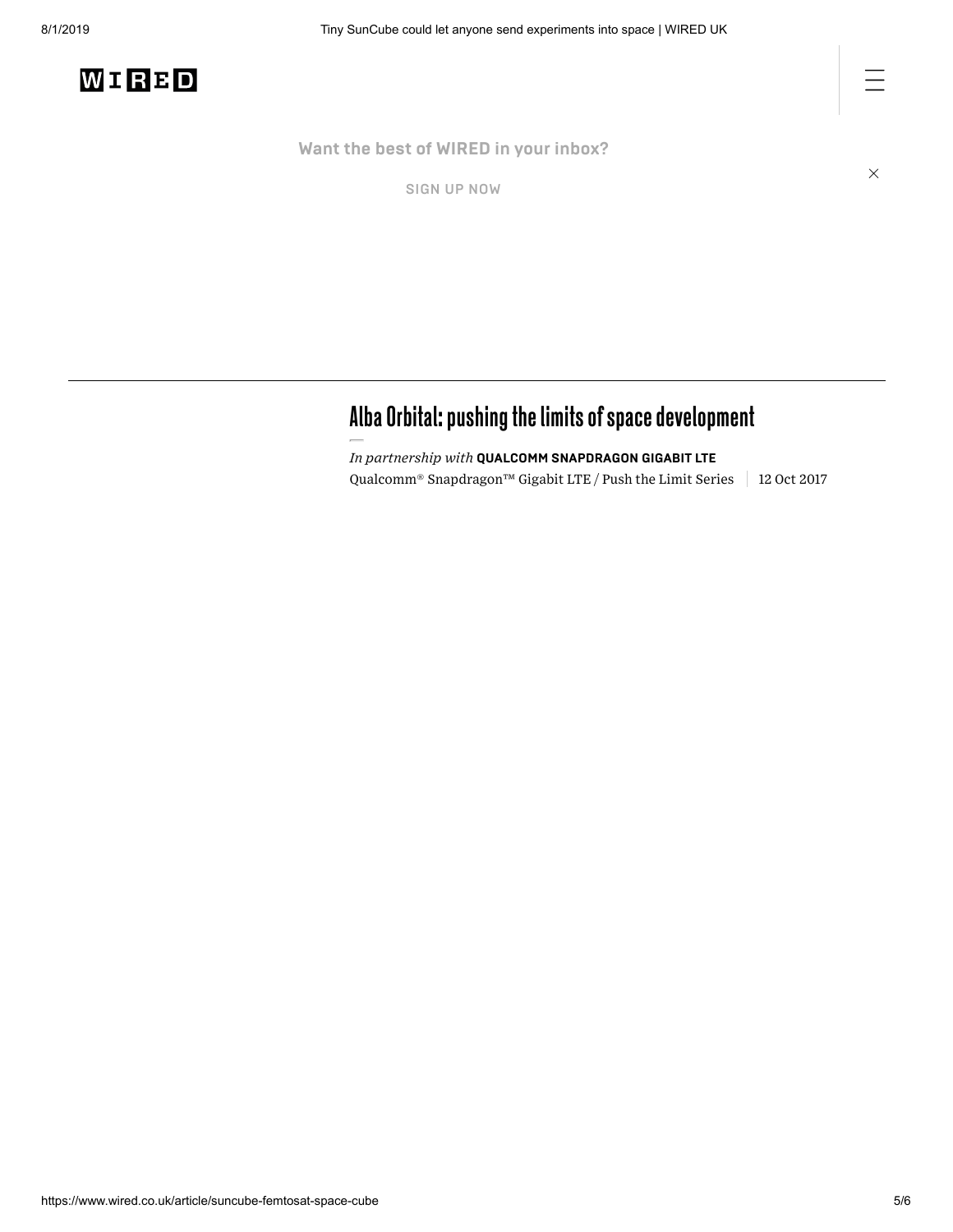Want the best of WIRED in your inbox?

SIGN UP NOW

## Alba Orbital: pushing the limits of space development

*In partnership with* **QUALCOMM SNAPDRAGON GIGABIT LTE**

Qualcomm® Snapdragon™ Gigabit LTE / Push the Limit Series | 12 Oct 2017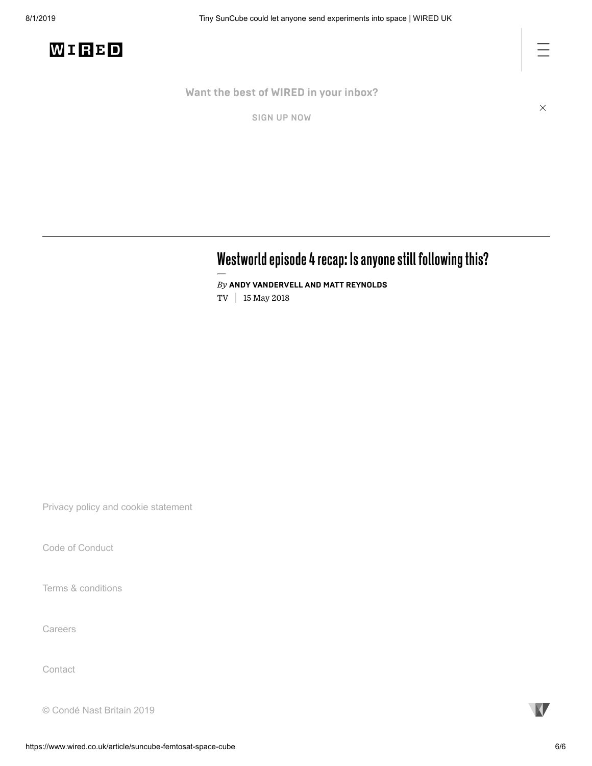Want the best of WIRED in your inbox?

SIGN UP NOW

## Westworld episode 4 recap: Is anyone still following this?

*By* **ANDY VANDERVELL AND MATT REYNOLDS**

TV | 15 May 2018

Privacy policy and cookie statement

Code of Conduct

Terms & conditions

Careers

Contact

© Condé Nast Britain 2019